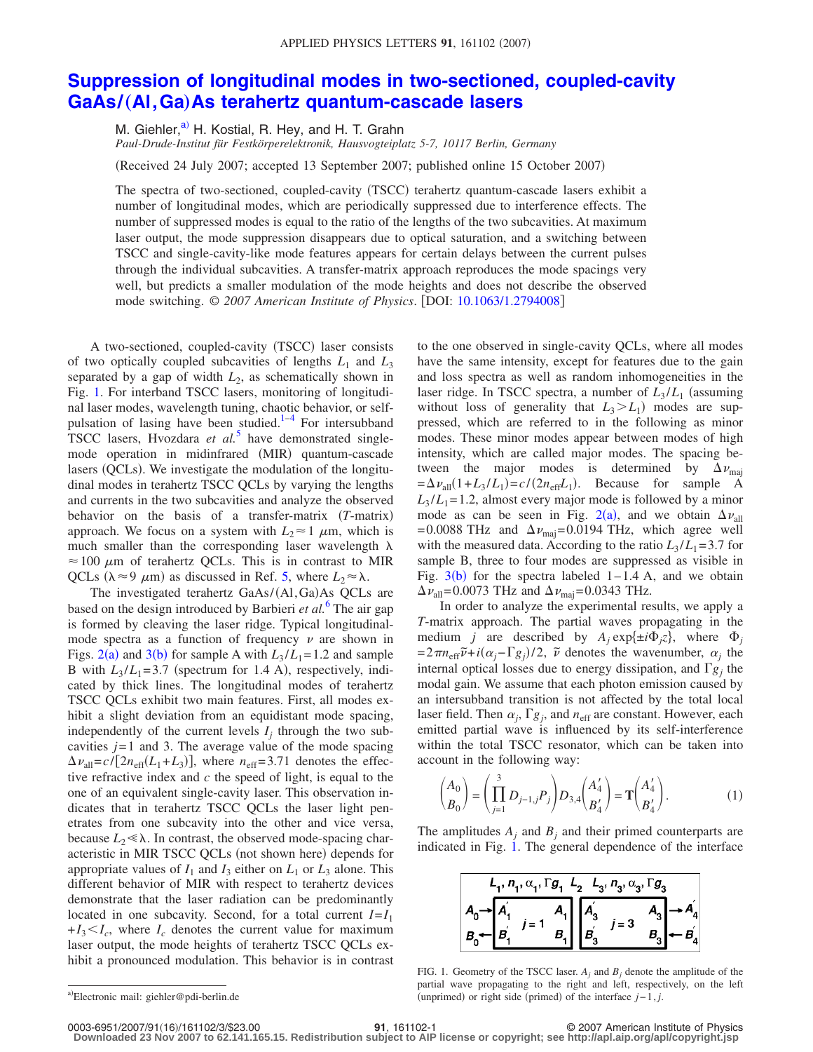# Suppression of longitudinal modes in two-sectioned, coupled-cavity GaAs/(Al,Ga)As terahertz quantum-cascade lasers

M. Giehler,[a] H. Kostial, R. Hey, and H. T. Grahn

*Paul-Drude-Institut für Festkörperelektronik, Hausvogteiplatz 5-7, 10117 Berlin, Germany*

(Received 24 July 2007; accepted 13 September 2007; published online 15 October 2007)

The spectra of two-sectioned, coupled-cavity (TSCC) terahertz quantum-cascade lasers exhibit a number of longitudinal modes, which are periodically suppressed due to interference effects. The number of suppressed modes is equal to the ratio of the lengths of the two subcavities. At maximum laser output, the mode suppression disappears due to optical saturation, and a switching between TSCC and single-cavity-like mode features appears for certain delays between the current pulses through the individual subcavities. A transfer-matrix approach reproduces the mode spacings very well, but predicts a smaller modulation of the mode heights and does not describe the observed mode switching. © *2007 American Institute of Physics*. [DOI: 10.1063/1.2794008]

A two-sectioned, coupled-cavity (TSCC) laser consists of two optically coupled subcavities of lengths $L_1$ and $L_3$ separated by a gap of width $L_2$, as schematically shown in Fig. 1. For interband TSCC lasers, monitoring of longitudinal laser modes, wavelength tuning, chaotic behavior, or self-pulsation of lasing have been studied.[1–4] For intersubband TSCC lasers, Hvozdara *et al.*[5] have demonstrated single-mode operation in midinfrared (MIR) quantum-cascade lasers (QCLs). We investigate the modulation of the longitudinal modes in terahertz TSCC QCLs by varying the lengths and currents in the two subcavities and analyze the observed behavior on the basis of a transfer-matrix ($T$-matrix) approach. We focus on a system with $L_2 \approx 1$ $\mu$m, which is much smaller than the corresponding laser wavelength $\lambda \approx 100$ $\mu$m of terahertz QCLs. This is in contrast to MIR QCLs ($\lambda \approx 9$ $\mu$m) as discussed in Ref. 5, where $L_2 \approx \lambda$.

The investigated terahertz GaAs/(Al,Ga)As QCLs are based on the design introduced by Barbieri *et al.*[6] The air gap is formed by cleaving the laser ridge. Typical longitudinal-mode spectra as a function of frequency $\nu$ are shown in Figs. 2(a) and 3(b) for sample A with $L_3/L_1=1.2$ and sample B with $L_3/L_1=3.7$ (spectrum for 1.4 A), respectively, indicated by thick lines. The longitudinal modes of terahertz TSCC QCLs exhibit two main features. First, all modes exhibit a slight deviation from an equidistant mode spacing, independently of the current levels $I_j$ through the two subcavities $j=1$ and 3. The average value of the mode spacing $\Delta\nu_{\mathrm{all}}=c/[2n_{\mathrm{eff}}(L_1+L_3)]$, where $n_{\mathrm{eff}}=3.71$ denotes the effective refractive index and $c$ the speed of light, is equal to the one of an equivalent single-cavity laser. This observation indicates that in terahertz TSCC QCLs the laser light penetrates from one subcavity into the other and vice versa, because $L_2 \ll \lambda$. In contrast, the observed mode-spacing characteristic in MIR TSCC QCLs (not shown here) depends for appropriate values of $I_1$ and $I_3$ either on $L_1$ or $L_3$ alone. This different behavior of MIR with respect to terahertz devices demonstrate that the laser radiation can be predominantly located in one subcavity. Second, for a total current $I=I_1+I_3<I_c$, where $I_c$ denotes the current value for maximum laser output, the mode heights of terahertz TSCC QCLs exhibit a pronounced modulation. This behavior is in contrast to the one observed in single-cavity QCLs, where all modes have the same intensity, except for features due to the gain and loss spectra as well as random inhomogeneities in the laser ridge. In TSCC spectra, a number of $L_3/L_1$ (assuming without loss of generality that $L_3>L_1$) modes are suppressed, which are referred to in the following as minor modes. These minor modes appear between modes of high intensity, which are called major modes. The spacing between the major modes is determined by $\Delta\nu_{\mathrm{maj}}=\Delta\nu_{\mathrm{all}}(1+L_3/L_1)=c/(2n_{\mathrm{eff}}L_1)$. Because for sample A $L_3/L_1=1.2$, almost every major mode is followed by a minor mode as can be seen in Fig. 2(a), and we obtain $\Delta\nu_{\mathrm{all}}=0.0088$ THz and $\Delta\nu_{\mathrm{maj}}=0.0194$ THz, which agree well with the measured data. According to the ratio $L_3/L_1=3.7$ for sample B, three to four modes are suppressed as visible in Fig. 3(b) for the spectra labeled 1–1.4 A, and we obtain $\Delta\nu_{\mathrm{all}}=0.0073$ THz and $\Delta\nu_{\mathrm{maj}}=0.0343$ THz.

In order to analyze the experimental results, we apply a $T$-matrix approach. The partial waves propagating in the medium $j$ are described by $A_j \exp\{\pm i\Phi_j z\}$, where $\Phi_j = 2\pi n_{\mathrm{eff}}\tilde{\nu} + i(\alpha_j - \Gamma g_j)/2$, $\tilde{\nu}$ denotes the wavenumber, $\alpha_j$ the internal optical losses due to energy dissipation, and $\Gamma g_j$ the modal gain. We assume that each photon emission caused by an intersubband transition is not affected by the total local laser field. Then $\alpha_j$, $\Gamma g_j$, and $n_{\mathrm{eff}}$ are constant. However, each emitted partial wave is influenced by its self-interference within the total TSCC resonator, which can be taken into account in the following way:

$$\begin{pmatrix} A_0 \\ B_0 \end{pmatrix} = \left( \prod_{j=1}^{3} D_{j-1,j} P_j \right) D_{3,4} \begin{pmatrix} A_4' \\ B_4' \end{pmatrix} = \mathbf{T} \begin{pmatrix} A_4' \\ B_4' \end{pmatrix}. \qquad (1)$$

The amplitudes $A_j$ and $B_j$ and their primed counterparts are indicated in Fig. 1. The general dependence of the interface

FIG. 1. Geometry of the TSCC laser. $A_j$ and $B_j$ denote the amplitude of the partial wave propagating to the right and left, respectively, on the left (unprimed) or right side (primed) of the interface $j-1,j$.

[a]Electronic mail: giehler@pdi-berlin.de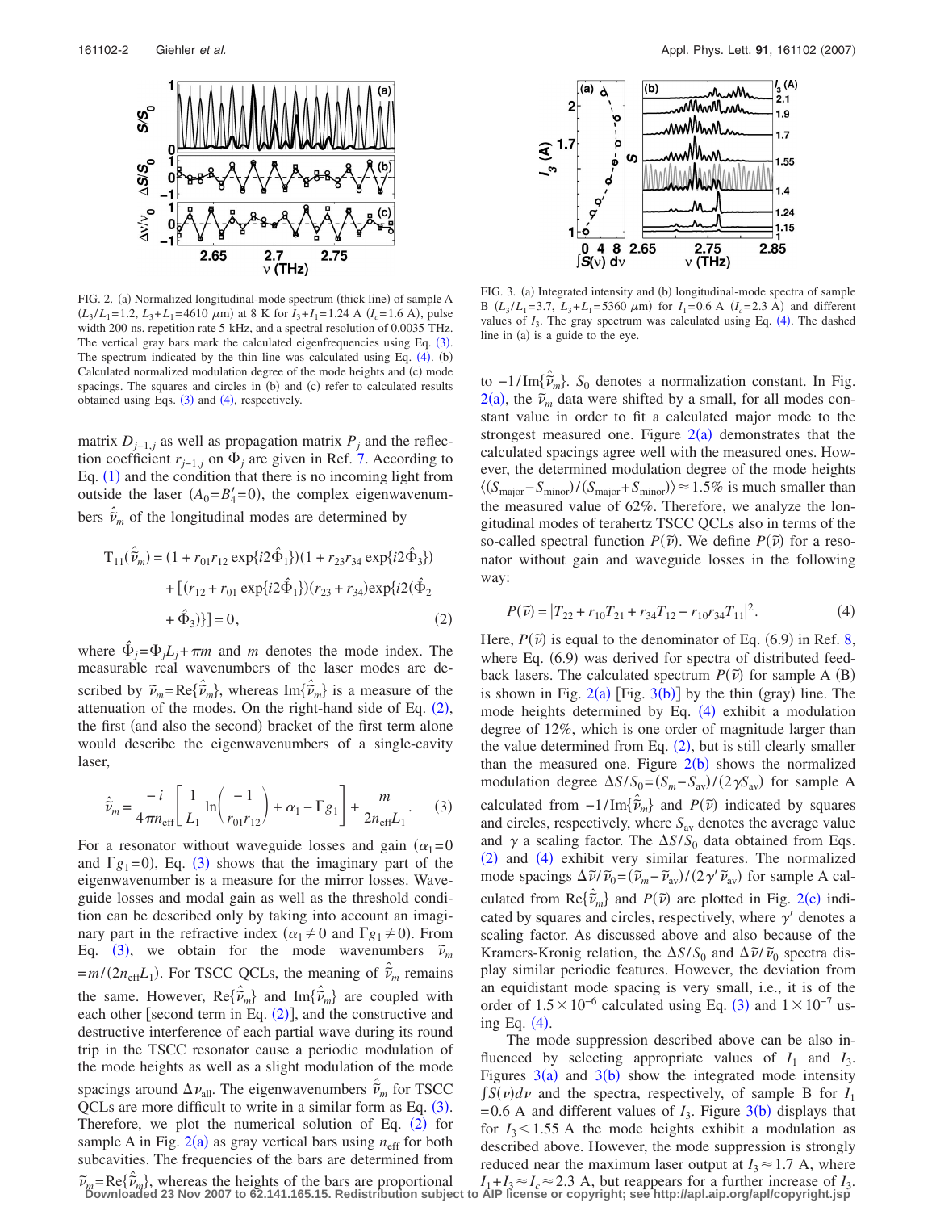FIG. 2. (a) Normalized longitudinal-mode spectrum (thick line) of sample A ($L_3/L_1=1.2$, $L_3+L_1=4610$ $\mu$m) at 8 K for $I_3+I_1=1.24$ A ($I_c=1.6$ A), pulse width 200 ns, repetition rate 5 kHz, and a spectral resolution of 0.0035 THz. The vertical gray bars mark the calculated eigenfrequencies using Eq. (3). The spectrum indicated by the thin line was calculated using Eq. (4). (b) Calculated normalized modulation degree of the mode heights and (c) mode spacings. The squares and circles in (b) and (c) refer to calculated results obtained using Eqs. (3) and (4), respectively.

FIG. 3. (a) Integrated intensity and (b) longitudinal-mode spectra of sample B ($L_3/L_1=3.7$, $L_3+L_1=5360$ $\mu$m) for $I_1=0.6$ A ($I_c=2.3$ A) and different values of $I_3$. The gray spectrum was calculated using Eq. (4). The dashed line in (a) is a guide to the eye.

matrix $D_{j-1,j}$ as well as propagation matrix $P_j$ and the reflection coefficient $r_{j-1,j}$ on $\Phi_j$ are given in Ref. 7. According to Eq. (1) and the condition that there is no incoming light from outside the laser ($A_0=B_4'=0$), the complex eigenwavenumbers $\hat{\tilde{\nu}}_m$ of the longitudinal modes are determined by

$$T_{11}(\hat{\tilde{\nu}}_m) = (1 + r_{01}r_{12}\exp\{i2\hat{\Phi}_1\})(1 + r_{23}r_{34}\exp\{i2\hat{\Phi}_3\}) + [(r_{12} + r_{01}\exp\{i2\hat{\Phi}_1\})(r_{23} + r_{34})\exp\{i2(\hat{\Phi}_2 + \hat{\Phi}_3)\}] = 0, \quad (2)$$

where $\hat{\Phi}_j=\Phi_j L_j+\pi m$ and $m$ denotes the mode index. The measurable real wavenumbers of the laser modes are described by $\tilde{\nu}_m=\mathrm{Re}\{\hat{\tilde{\nu}}_m\}$, whereas $\mathrm{Im}\{\hat{\tilde{\nu}}_m\}$ is a measure of the attenuation of the modes. On the right-hand side of Eq. (2), the first (and also the second) bracket of the first term alone would describe the eigenwavenumbers of a single-cavity laser,

$$\hat{\tilde{\nu}}_m = \frac{-i}{4\pi n_{\mathrm{eff}}}\left[\frac{1}{L_1}\ln\left(\frac{-1}{r_{01}r_{12}}\right) + \alpha_1 - \Gamma g_1\right] + \frac{m}{2n_{\mathrm{eff}}L_1}. \quad (3)$$

For a resonator without waveguide losses and gain ($\alpha_1=0$ and $\Gamma g_1=0$), Eq. (3) shows that the imaginary part of the eigenwavenumber is a measure for the mirror losses. Waveguide losses and modal gain as well as the threshold condition can be described only by taking into account an imaginary part in the refractive index ($\alpha_1 \neq 0$ and $\Gamma g_1 \neq 0$). From Eq. (3), we obtain for the mode wavenumbers $\tilde{\nu}_m = m/(2n_{\mathrm{eff}}L_1)$. For TSCC QCLs, the meaning of $\hat{\tilde{\nu}}_m$ remains the same. However, $\mathrm{Re}\{\hat{\tilde{\nu}}_m\}$ and $\mathrm{Im}\{\hat{\tilde{\nu}}_m\}$ are coupled with each other [second term in Eq. (2)], and the constructive and destructive interference of each partial wave during its round trip in the TSCC resonator cause a periodic modulation of the mode heights as well as a slight modulation of the mode spacings around $\Delta\nu_{\mathrm{all}}$. The eigenwavenumbers $\hat{\tilde{\nu}}_m$ for TSCC QCLs are more difficult to write in a similar form as Eq. (3). Therefore, we plot the numerical solution of Eq. (2) for sample A in Fig. 2(a) as gray vertical bars using $n_{\mathrm{eff}}$ for both subcavities. The frequencies of the bars are determined from $\tilde{\nu}_m=\mathrm{Re}\{\hat{\tilde{\nu}}_m\}$, whereas the heights of the bars are proportional to $-1/\mathrm{Im}\{\hat{\tilde{\nu}}_m\}$. $S_0$ denotes a normalization constant. In Fig. 2(a), the $\tilde{\nu}_m$ data were shifted by a small, for all modes constant value in order to fit a calculated major mode to the strongest measured one. Figure 2(a) demonstrates that the calculated spacings agree well with the measured ones. However, the determined modulation degree of the mode heights $\langle(S_{\mathrm{major}}-S_{\mathrm{minor}})/(S_{\mathrm{major}}+S_{\mathrm{minor}})\rangle \approx 1.5\%$ is much smaller than the measured value of 62%. Therefore, we analyze the longitudinal modes of terahertz TSCC QCLs also in terms of the so-called spectral function $P(\tilde{\nu})$. We define $P(\tilde{\nu})$ for a resonator without gain and waveguide losses in the following way:

$$P(\tilde{\nu}) = |T_{22} + r_{10}T_{21} + r_{34}T_{12} - r_{10}r_{34}T_{11}|^2. \quad (4)$$

Here, $P(\tilde{\nu})$ is equal to the denominator of Eq. (6.9) in Ref. 8, where Eq. (6.9) was derived for spectra of distributed feedback lasers. The calculated spectrum $P(\tilde{\nu})$ for sample A (B) is shown in Fig. 2(a) [Fig. 3(b)] by the thin (gray) line. The mode heights determined by Eq. (4) exhibit a modulation degree of 12%, which is one order of magnitude larger than the value determined from Eq. (2), but is still clearly smaller than the measured one. Figure 2(b) shows the normalized modulation degree $\Delta S/S_0=(S_m-S_{\mathrm{av}})/(2\gamma S_{\mathrm{av}})$ for sample A calculated from $-1/\mathrm{Im}\{\hat{\tilde{\nu}}_m\}$ and $P(\tilde{\nu})$ indicated by squares and circles, respectively, where $S_{\mathrm{av}}$ denotes the average value and $\gamma$ a scaling factor. The $\Delta S/S_0$ data obtained from Eqs. (2) and (4) exhibit very similar features. The normalized mode spacings $\Delta\tilde{\nu}/\tilde{\nu}_0=(\tilde{\nu}_m-\tilde{\nu}_{\mathrm{av}})/(2\gamma'\tilde{\nu}_{\mathrm{av}})$ for sample A calculated from $\mathrm{Re}\{\hat{\tilde{\nu}}_m\}$ and $P(\tilde{\nu})$ are plotted in Fig. 2(c) indicated by squares and circles, respectively, where $\gamma'$ denotes a scaling factor. As discussed above and also because of the Kramers-Kronig relation, the $\Delta S/S_0$ and $\Delta\tilde{\nu}/\tilde{\nu}_0$ spectra display similar periodic features. However, the deviation from an equidistant mode spacing is very small, i.e., it is of the order of $1.5\times10^{-6}$ calculated using Eq. (3) and $1\times10^{-7}$ using Eq. (4).

The mode suppression described above can be also influenced by selecting appropriate values of $I_1$ and $I_3$. Figures 3(a) and 3(b) show the integrated mode intensity $\int S(\nu)d\nu$ and the spectra, respectively, of sample B for $I_1=0.6$ A and different values of $I_3$. Figure 3(b) displays that for $I_3<1.55$ A the mode heights exhibit a modulation as described above. However, the mode suppression is strongly reduced near the maximum laser output at $I_3\approx1.7$ A, where $I_1+I_3\approx I_c\approx2.3$ A, but reappears for a further increase of $I_3$.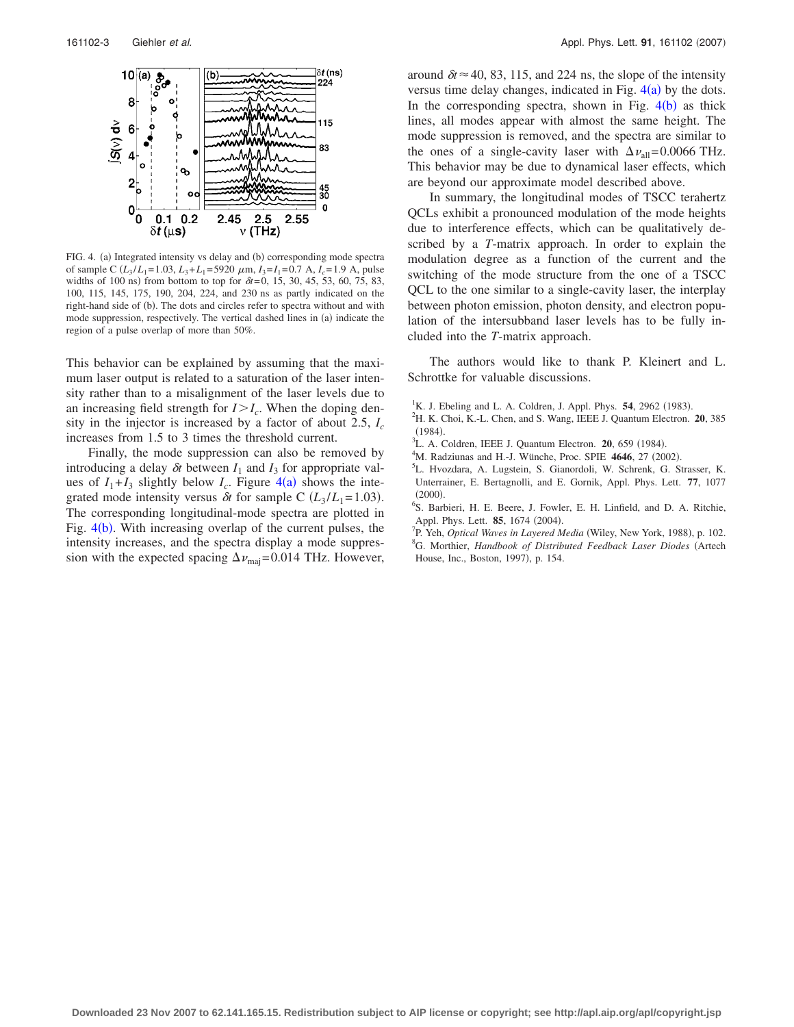(a)

10

8

6

4

2

0

$\int S(\nu)\, d\nu$

0 0.1 0.2

$\delta t$ (μs)

(b)

$\delta t$ (ns)

224

115

83

45

30

0

2.45 2.5 2.55

$\nu$ (THz)

FIG. 4. (a) Integrated intensity vs delay and (b) corresponding mode spectra of sample C ($L_3/L_1=1.03$, $L_3+L_1=5920$ μm, $I_3=I_1=0.7$ A, $I_c=1.9$ A, pulse widths of 100 ns) from bottom to top for $\delta t=0$, 15, 30, 45, 53, 60, 75, 83, 100, 115, 145, 175, 190, 204, 224, and 230 ns as partly indicated on the right-hand side of (b). The dots and circles refer to spectra without and with mode suppression, respectively. The vertical dashed lines in (a) indicate the region of a pulse overlap of more than 50%.

This behavior can be explained by assuming that the maximum laser output is related to a saturation of the laser intensity rather than to a misalignment of the laser levels due to an increasing field strength for $I > I_c$. When the doping density in the injector is increased by a factor of about 2.5, $I_c$ increases from 1.5 to 3 times the threshold current.

Finally, the mode suppression can also be removed by introducing a delay $\delta t$ between $I_1$ and $I_3$ for appropriate values of $I_1+I_3$ slightly below $I_c$. Figure 4(a) shows the integrated mode intensity versus $\delta t$ for sample C ($L_3/L_1=1.03$). The corresponding longitudinal-mode spectra are plotted in Fig. 4(b). With increasing overlap of the current pulses, the intensity increases, and the spectra display a mode suppression with the expected spacing $\Delta\nu_{\mathrm{maj}}=0.014$ THz. However, around $\delta t \approx 40$, 83, 115, and 224 ns, the slope of the intensity versus time delay changes, indicated in Fig. 4(a) by the dots. In the corresponding spectra, shown in Fig. 4(b) as thick lines, all modes appear with almost the same height. The mode suppression is removed, and the spectra are similar to the ones of a single-cavity laser with $\Delta\nu_{\mathrm{all}}=0.0066$ THz. This behavior may be due to dynamical laser effects, which are beyond our approximate model described above.

In summary, the longitudinal modes of TSCC terahertz QCLs exhibit a pronounced modulation of the mode heights due to interference effects, which can be qualitatively described by a *T*-matrix approach. In order to explain the modulation degree as a function of the current and the switching of the mode structure from the one of a TSCC QCL to the one similar to a single-cavity laser, the interplay between photon emission, photon density, and electron population of the intersubband laser levels has to be fully included into the *T*-matrix approach.

The authors would like to thank P. Kleinert and L. Schrottke for valuable discussions.

[1] K. J. Ebeling and L. A. Coldren, J. Appl. Phys. **54**, 2962 (1983).
[2] H. K. Choi, K.-L. Chen, and S. Wang, IEEE J. Quantum Electron. **20**, 385 (1984).
[3] L. A. Coldren, IEEE J. Quantum Electron. **20**, 659 (1984).
[4] M. Radziunas and H.-J. Wünche, Proc. SPIE **4646**, 27 (2002).
[5] L. Hvozdara, A. Lugstein, S. Gianordoli, W. Schrenk, G. Strasser, K. Unterrainer, E. Bertagnolli, and E. Gornik, Appl. Phys. Lett. **77**, 1077 (2000).
[6] S. Barbieri, H. E. Beere, J. Fowler, E. H. Linfield, and D. A. Ritchie, Appl. Phys. Lett. **85**, 1674 (2004).
[7] P. Yeh, *Optical Waves in Layered Media* (Wiley, New York, 1988), p. 102.
[8] G. Morthier, *Handbook of Distributed Feedback Laser Diodes* (Artech House, Inc., Boston, 1997), p. 154.